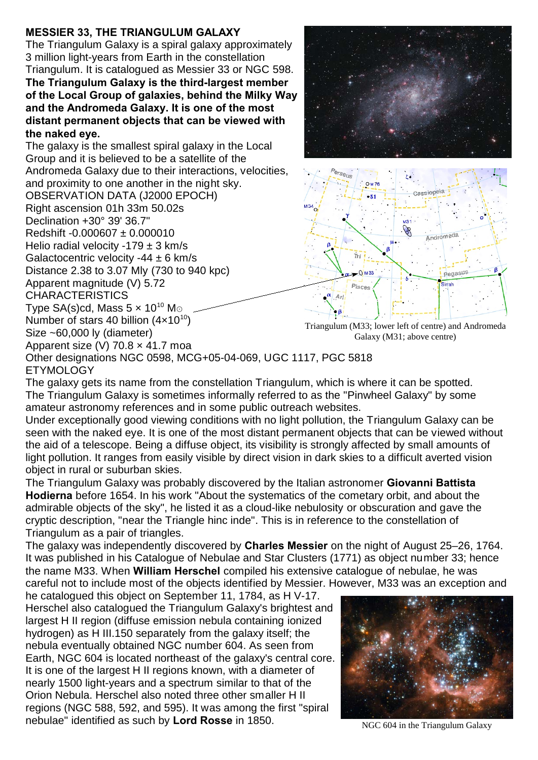## MESSIER 33, THE TRIANGULUM GALAXY

The Triangulum Galaxy is a spiral galaxy approximately 3 million light-years from Earth in the constellation Triangulum. It is catalogued as Messier 33 or NGC 598. **The Triangulum Galaxy is the third-largest member of the Local Group of galaxies, behind the Milky Way and the Andromeda Galaxy. It is one of the most distant permanent objects that can be viewed with the naked eye.**

The galaxy is the smallest spiral galaxy in the Local Group and it is believed to be a satellite of the Andromeda Galaxy due to their interactions, velocities, and proximity to one another in the night sky.

OBSERVATION DATA (J2000 EPOCH)

Right ascension 01h 33m 50.02s
Declination +30° 39' 36.7"
Redshift -0.000607 ± 0.000010
Helio radial velocity -179 ± 3 km/s
Galactocentric velocity -44 ± 6 km/s
Distance 2.38 to 3.07 Mly (730 to 940 kpc)
Apparent magnitude (V) 5.72

CHARACTERISTICS

Type SA(s)cd, Mass $5 \times 10^{10}$ $M_\odot$
Number of stars 40 billion ($4 \times 10^{10}$)
Size ~60,000 ly (diameter)
Apparent size (V) 70.8 × 41.7 moa
Other designations NGC 0598, MCG+05-04-069, UGC 1117, PGC 5818

Triangulum (M33; lower left of centre) and Andromeda Galaxy (M31; above centre)

ETYMOLOGY

The galaxy gets its name from the constellation Triangulum, which is where it can be spotted. The Triangulum Galaxy is sometimes informally referred to as the "Pinwheel Galaxy" by some amateur astronomy references and in some public outreach websites.

Under exceptionally good viewing conditions with no light pollution, the Triangulum Galaxy can be seen with the naked eye. It is one of the most distant permanent objects that can be viewed without the aid of a telescope. Being a diffuse object, its visibility is strongly affected by small amounts of light pollution. It ranges from easily visible by direct vision in dark skies to a difficult averted vision object in rural or suburban skies.

The Triangulum Galaxy was probably discovered by the Italian astronomer **Giovanni Battista Hodierna** before 1654. In his work "About the systematics of the cometary orbit, and about the admirable objects of the sky", he listed it as a cloud-like nebulosity or obscuration and gave the cryptic description, "near the Triangle hinc inde". This is in reference to the constellation of Triangulum as a pair of triangles.

The galaxy was independently discovered by **Charles Messier** on the night of August 25–26, 1764. It was published in his Catalogue of Nebulae and Star Clusters (1771) as object number 33; hence the name M33. When **William Herschel** compiled his extensive catalogue of nebulae, he was careful not to include most of the objects identified by Messier. However, M33 was an exception and he catalogued this object on September 11, 1784, as H V-17.

Herschel also catalogued the Triangulum Galaxy's brightest and largest H II region (diffuse emission nebula containing ionized hydrogen) as H III.150 separately from the galaxy itself; the nebula eventually obtained NGC number 604. As seen from Earth, NGC 604 is located northeast of the galaxy's central core. It is one of the largest H II regions known, with a diameter of nearly 1500 light-years and a spectrum similar to that of the Orion Nebula. Herschel also noted three other smaller H II regions (NGC 588, 592, and 595). It was among the first "spiral nebulae" identified as such by **Lord Rosse** in 1850.

NGC 604 in the Triangulum Galaxy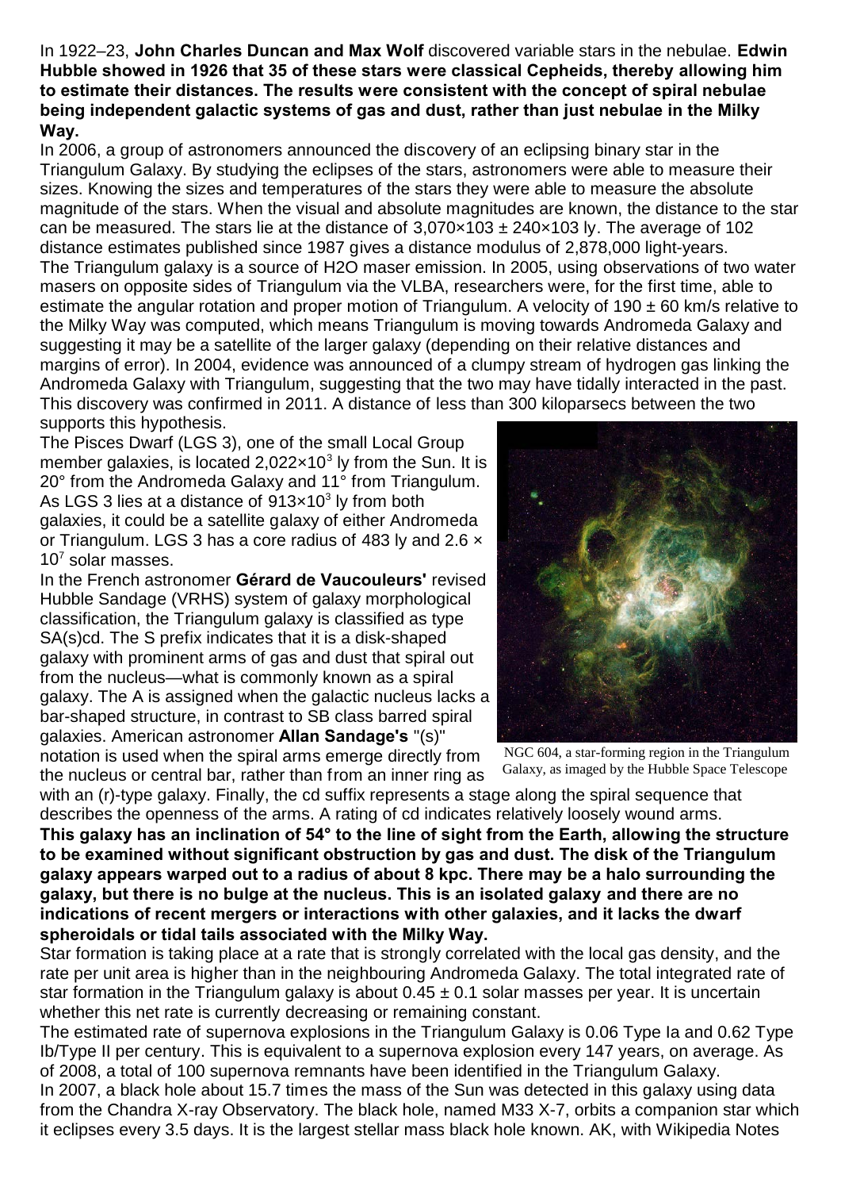In 1922–23, **John Charles Duncan and Max Wolf** discovered variable stars in the nebulae. **Edwin Hubble showed in 1926 that 35 of these stars were classical Cepheids, thereby allowing him to estimate their distances. The results were consistent with the concept of spiral nebulae being independent galactic systems of gas and dust, rather than just nebulae in the Milky Way.**

In 2006, a group of astronomers announced the discovery of an eclipsing binary star in the Triangulum Galaxy. By studying the eclipses of the stars, astronomers were able to measure their sizes. Knowing the sizes and temperatures of the stars they were able to measure the absolute magnitude of the stars. When the visual and absolute magnitudes are known, the distance to the star can be measured. The stars lie at the distance of 3,070×103 ± 240×103 ly. The average of 102 distance estimates published since 1987 gives a distance modulus of 2,878,000 light-years.

The Triangulum galaxy is a source of $H_2O$ maser emission. In 2005, using observations of two water masers on opposite sides of Triangulum via the VLBA, researchers were, for the first time, able to estimate the angular rotation and proper motion of Triangulum. A velocity of 190 ± 60 km/s relative to the Milky Way was computed, which means Triangulum is moving towards Andromeda Galaxy and suggesting it may be a satellite of the larger galaxy (depending on their relative distances and margins of error). In 2004, evidence was announced of a clumpy stream of hydrogen gas linking the Andromeda Galaxy with Triangulum, suggesting that the two may have tidally interacted in the past. This discovery was confirmed in 2011. A distance of less than 300 kiloparsecs between the two supports this hypothesis.

The Pisces Dwarf (LGS 3), one of the small Local Group member galaxies, is located $2{,}022\times10^3$ ly from the Sun. It is 20° from the Andromeda Galaxy and 11° from Triangulum. As LGS 3 lies at a distance of $913\times10^3$ ly from both galaxies, it could be a satellite galaxy of either Andromeda or Triangulum. LGS 3 has a core radius of 483 ly and $2.6 \times 10^7$ solar masses.

In the French astronomer **Gérard de Vaucouleurs'** revised Hubble Sandage (VRHS) system of galaxy morphological classification, the Triangulum galaxy is classified as type SA(s)cd. The S prefix indicates that it is a disk-shaped galaxy with prominent arms of gas and dust that spiral out from the nucleus—what is commonly known as a spiral galaxy. The A is assigned when the galactic nucleus lacks a bar-shaped structure, in contrast to SB class barred spiral galaxies. American astronomer **Allan Sandage's** "(s)" notation is used when the spiral arms emerge directly from the nucleus or central bar, rather than from an inner ring as with an (r)-type galaxy. Finally, the cd suffix represents a stage along the spiral sequence that describes the openness of the arms. A rating of cd indicates relatively loosely wound arms.

NGC 604, a star-forming region in the Triangulum Galaxy, as imaged by the Hubble Space Telescope

**This galaxy has an inclination of 54° to the line of sight from the Earth, allowing the structure to be examined without significant obstruction by gas and dust. The disk of the Triangulum galaxy appears warped out to a radius of about 8 kpc. There may be a halo surrounding the galaxy, but there is no bulge at the nucleus. This is an isolated galaxy and there are no indications of recent mergers or interactions with other galaxies, and it lacks the dwarf spheroidals or tidal tails associated with the Milky Way.**

Star formation is taking place at a rate that is strongly correlated with the local gas density, and the rate per unit area is higher than in the neighbouring Andromeda Galaxy. The total integrated rate of star formation in the Triangulum galaxy is about 0.45 ± 0.1 solar masses per year. It is uncertain whether this net rate is currently decreasing or remaining constant.

The estimated rate of supernova explosions in the Triangulum Galaxy is 0.06 Type Ia and 0.62 Type Ib/Type II per century. This is equivalent to a supernova explosion every 147 years, on average. As of 2008, a total of 100 supernova remnants have been identified in the Triangulum Galaxy.

In 2007, a black hole about 15.7 times the mass of the Sun was detected in this galaxy using data from the Chandra X-ray Observatory. The black hole, named M33 X-7, orbits a companion star which it eclipses every 3.5 days. It is the largest stellar mass black hole known. AK, with Wikipedia Notes